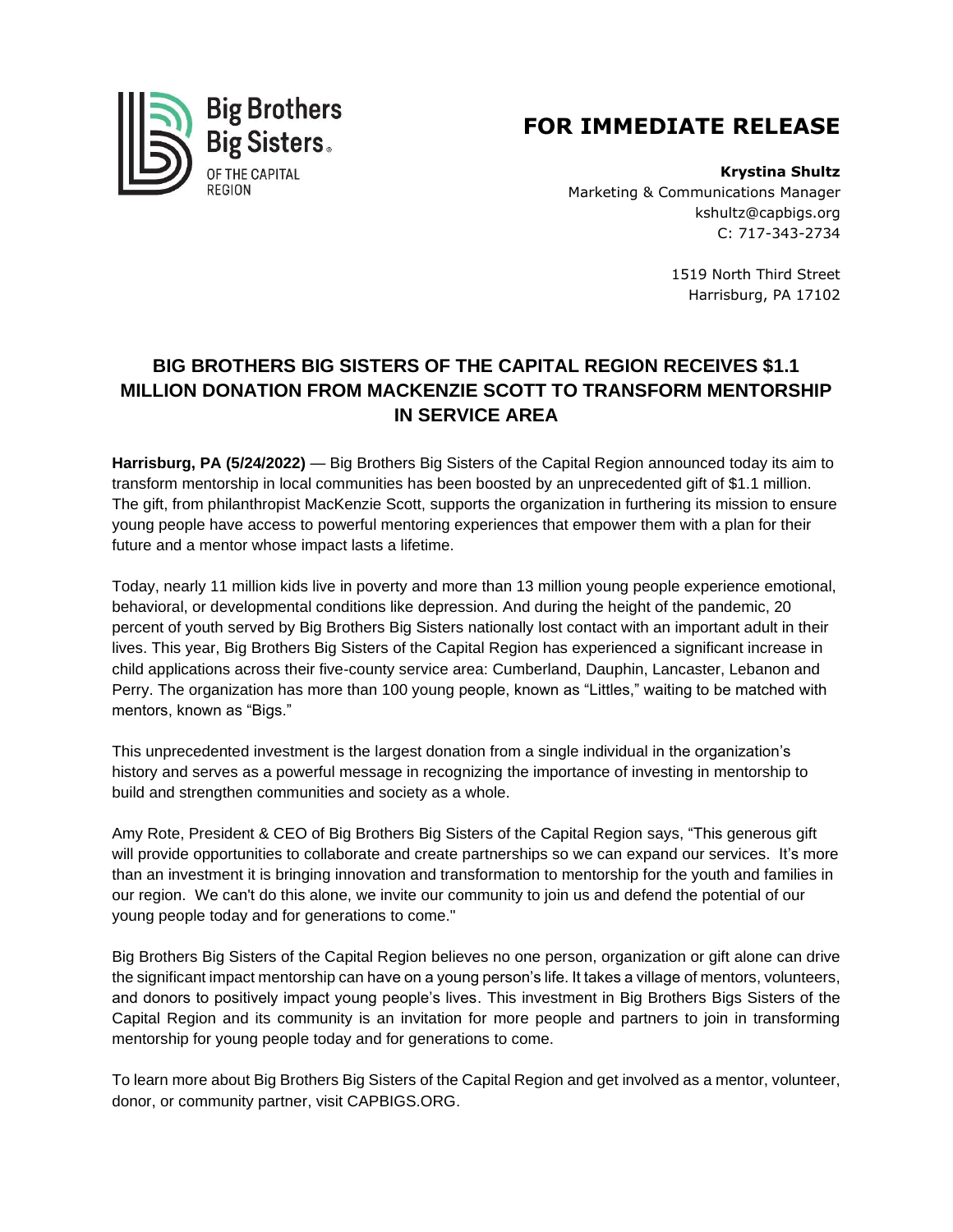Big Brothers Big Sisters OF THE CAPITAL REGION

# FOR IMMEDIATE RELEASE

**Krystina Shultz**
Marketing & Communications Manager
kshultz@capbigs.org
C: 717-343-2734

1519 North Third Street
Harrisburg, PA 17102

## BIG BROTHERS BIG SISTERS OF THE CAPITAL REGION RECEIVES $1.1 MILLION DONATION FROM MACKENZIE SCOTT TO TRANSFORM MENTORSHIP IN SERVICE AREA

**Harrisburg, PA (5/24/2022)** — Big Brothers Big Sisters of the Capital Region announced today its aim to transform mentorship in local communities has been boosted by an unprecedented gift of $1.1 million. The gift, from philanthropist MacKenzie Scott, supports the organization in furthering its mission to ensure young people have access to powerful mentoring experiences that empower them with a plan for their future and a mentor whose impact lasts a lifetime.

Today, nearly 11 million kids live in poverty and more than 13 million young people experience emotional, behavioral, or developmental conditions like depression. And during the height of the pandemic, 20 percent of youth served by Big Brothers Big Sisters nationally lost contact with an important adult in their lives. This year, Big Brothers Big Sisters of the Capital Region has experienced a significant increase in child applications across their five-county service area: Cumberland, Dauphin, Lancaster, Lebanon and Perry. The organization has more than 100 young people, known as "Littles," waiting to be matched with mentors, known as "Bigs."

This unprecedented investment is the largest donation from a single individual in the organization's history and serves as a powerful message in recognizing the importance of investing in mentorship to build and strengthen communities and society as a whole.

Amy Rote, President & CEO of Big Brothers Big Sisters of the Capital Region says, "This generous gift will provide opportunities to collaborate and create partnerships so we can expand our services. It's more than an investment it is bringing innovation and transformation to mentorship for the youth and families in our region. We can't do this alone, we invite our community to join us and defend the potential of our young people today and for generations to come."

Big Brothers Big Sisters of the Capital Region believes no one person, organization or gift alone can drive the significant impact mentorship can have on a young person's life. It takes a village of mentors, volunteers, and donors to positively impact young people's lives. This investment in Big Brothers Bigs Sisters of the Capital Region and its community is an invitation for more people and partners to join in transforming mentorship for young people today and for generations to come.

To learn more about Big Brothers Big Sisters of the Capital Region and get involved as a mentor, volunteer, donor, or community partner, visit CAPBIGS.ORG.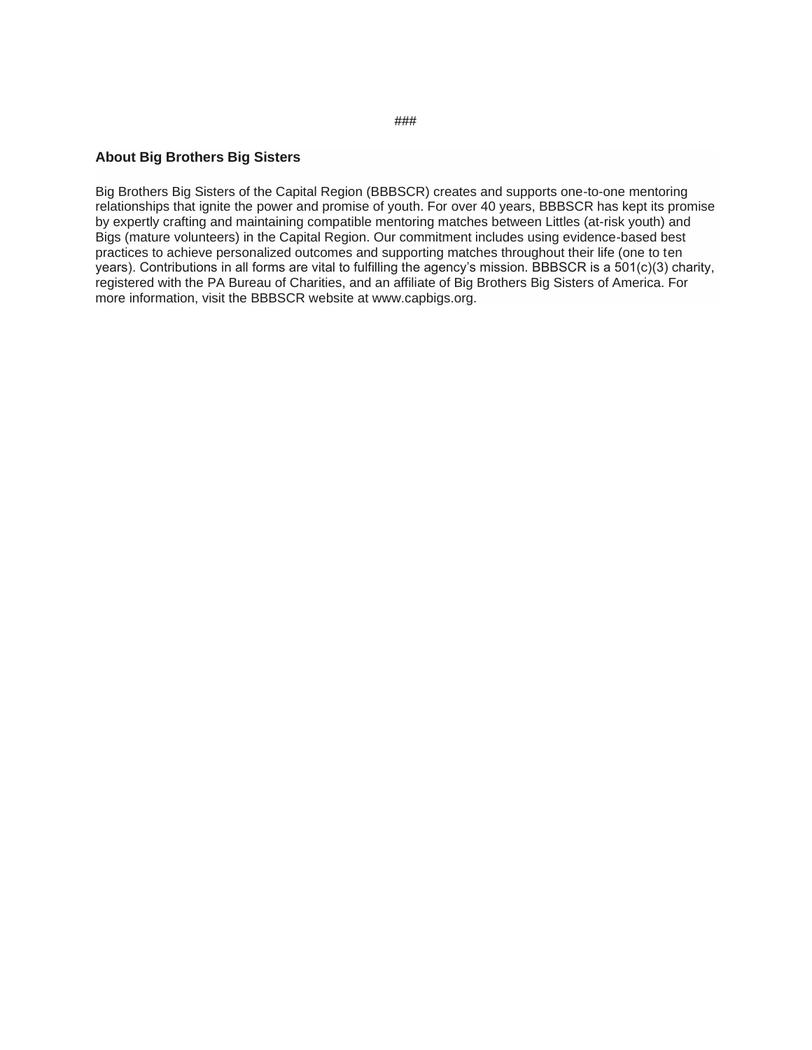###

**About Big Brothers Big Sisters**

Big Brothers Big Sisters of the Capital Region (BBBSCR) creates and supports one-to-one mentoring relationships that ignite the power and promise of youth. For over 40 years, BBBSCR has kept its promise by expertly crafting and maintaining compatible mentoring matches between Littles (at-risk youth) and Bigs (mature volunteers) in the Capital Region. Our commitment includes using evidence-based best practices to achieve personalized outcomes and supporting matches throughout their life (one to ten years). Contributions in all forms are vital to fulfilling the agency's mission. BBBSCR is a 501(c)(3) charity, registered with the PA Bureau of Charities, and an affiliate of Big Brothers Big Sisters of America. For more information, visit the BBBSCR website at www.capbigs.org.